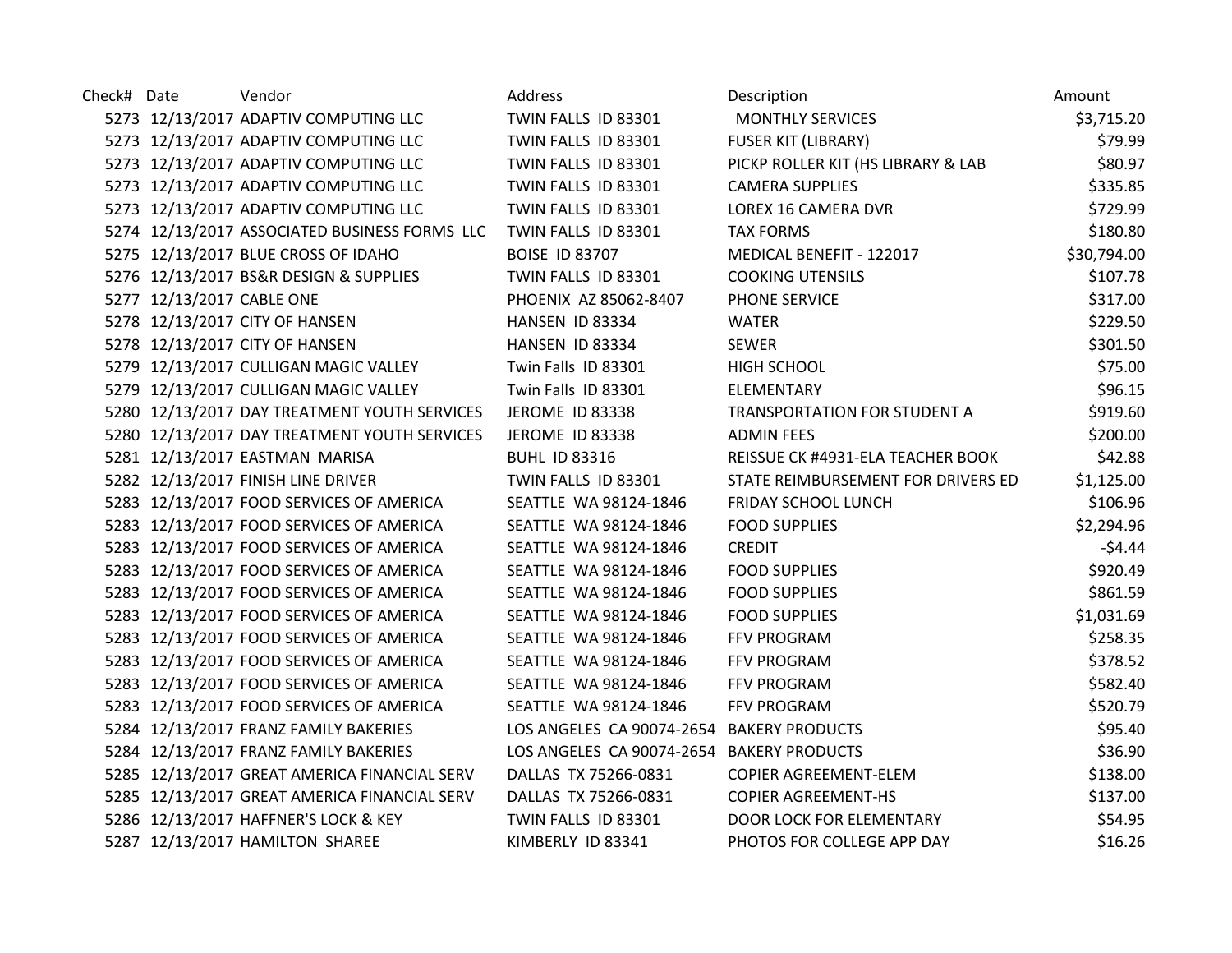| Check# | Date | Vendor | Address | Description | Amount |
|---|---|---|---|---|---|
| 5273 | 12/13/2017 | ADAPTIV COMPUTING LLC | TWIN FALLS ID 83301 | MONTHLY SERVICES | $3,715.20 |
| 5273 | 12/13/2017 | ADAPTIV COMPUTING LLC | TWIN FALLS ID 83301 | FUSER KIT (LIBRARY) | $79.99 |
| 5273 | 12/13/2017 | ADAPTIV COMPUTING LLC | TWIN FALLS ID 83301 | PICKP ROLLER KIT (HS LIBRARY & LAB | $80.97 |
| 5273 | 12/13/2017 | ADAPTIV COMPUTING LLC | TWIN FALLS ID 83301 | CAMERA SUPPLIES | $335.85 |
| 5273 | 12/13/2017 | ADAPTIV COMPUTING LLC | TWIN FALLS ID 83301 | LOREX 16 CAMERA DVR | $729.99 |
| 5274 | 12/13/2017 | ASSOCIATED BUSINESS FORMS LLC | TWIN FALLS ID 83301 | TAX FORMS | $180.80 |
| 5275 | 12/13/2017 | BLUE CROSS OF IDAHO | BOISE ID 83707 | MEDICAL BENEFIT - 122017 | $30,794.00 |
| 5276 | 12/13/2017 | BS&R DESIGN & SUPPLIES | TWIN FALLS ID 83301 | COOKING UTENSILS | $107.78 |
| 5277 | 12/13/2017 | CABLE ONE | PHOENIX AZ 85062-8407 | PHONE SERVICE | $317.00 |
| 5278 | 12/13/2017 | CITY OF HANSEN | HANSEN ID 83334 | WATER | $229.50 |
| 5278 | 12/13/2017 | CITY OF HANSEN | HANSEN ID 83334 | SEWER | $301.50 |
| 5279 | 12/13/2017 | CULLIGAN MAGIC VALLEY | Twin Falls ID 83301 | HIGH SCHOOL | $75.00 |
| 5279 | 12/13/2017 | CULLIGAN MAGIC VALLEY | Twin Falls ID 83301 | ELEMENTARY | $96.15 |
| 5280 | 12/13/2017 | DAY TREATMENT YOUTH SERVICES | JEROME ID 83338 | TRANSPORTATION FOR STUDENT A | $919.60 |
| 5280 | 12/13/2017 | DAY TREATMENT YOUTH SERVICES | JEROME ID 83338 | ADMIN FEES | $200.00 |
| 5281 | 12/13/2017 | EASTMAN MARISA | BUHL ID 83316 | REISSUE CK #4931-ELA TEACHER BOOK | $42.88 |
| 5282 | 12/13/2017 | FINISH LINE DRIVER | TWIN FALLS ID 83301 | STATE REIMBURSEMENT FOR DRIVERS ED | $1,125.00 |
| 5283 | 12/13/2017 | FOOD SERVICES OF AMERICA | SEATTLE WA 98124-1846 | FRIDAY SCHOOL LUNCH | $106.96 |
| 5283 | 12/13/2017 | FOOD SERVICES OF AMERICA | SEATTLE WA 98124-1846 | FOOD SUPPLIES | $2,294.96 |
| 5283 | 12/13/2017 | FOOD SERVICES OF AMERICA | SEATTLE WA 98124-1846 | CREDIT | -$4.44 |
| 5283 | 12/13/2017 | FOOD SERVICES OF AMERICA | SEATTLE WA 98124-1846 | FOOD SUPPLIES | $920.49 |
| 5283 | 12/13/2017 | FOOD SERVICES OF AMERICA | SEATTLE WA 98124-1846 | FOOD SUPPLIES | $861.59 |
| 5283 | 12/13/2017 | FOOD SERVICES OF AMERICA | SEATTLE WA 98124-1846 | FOOD SUPPLIES | $1,031.69 |
| 5283 | 12/13/2017 | FOOD SERVICES OF AMERICA | SEATTLE WA 98124-1846 | FFV PROGRAM | $258.35 |
| 5283 | 12/13/2017 | FOOD SERVICES OF AMERICA | SEATTLE WA 98124-1846 | FFV PROGRAM | $378.52 |
| 5283 | 12/13/2017 | FOOD SERVICES OF AMERICA | SEATTLE WA 98124-1846 | FFV PROGRAM | $582.40 |
| 5283 | 12/13/2017 | FOOD SERVICES OF AMERICA | SEATTLE WA 98124-1846 | FFV PROGRAM | $520.79 |
| 5284 | 12/13/2017 | FRANZ FAMILY BAKERIES | LOS ANGELES CA 90074-2654 | BAKERY PRODUCTS | $95.40 |
| 5284 | 12/13/2017 | FRANZ FAMILY BAKERIES | LOS ANGELES CA 90074-2654 | BAKERY PRODUCTS | $36.90 |
| 5285 | 12/13/2017 | GREAT AMERICA FINANCIAL SERV | DALLAS TX 75266-0831 | COPIER AGREEMENT-ELEM | $138.00 |
| 5285 | 12/13/2017 | GREAT AMERICA FINANCIAL SERV | DALLAS TX 75266-0831 | COPIER AGREEMENT-HS | $137.00 |
| 5286 | 12/13/2017 | HAFFNER'S LOCK & KEY | TWIN FALLS ID 83301 | DOOR LOCK FOR ELEMENTARY | $54.95 |
| 5287 | 12/13/2017 | HAMILTON SHAREE | KIMBERLY ID 83341 | PHOTOS FOR COLLEGE APP DAY | $16.26 |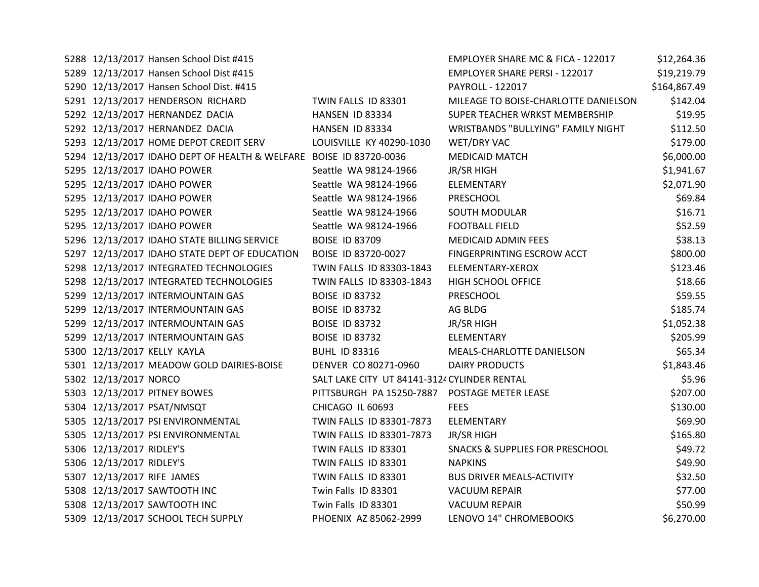| | | | | | |
|---|---|---|---|---|---|
| 5288 | 12/13/2017 | Hansen School Dist #415 | | EMPLOYER SHARE MC & FICA - 122017 | $12,264.36 |
| 5289 | 12/13/2017 | Hansen School Dist #415 | | EMPLOYER SHARE PERSI - 122017 | $19,219.79 |
| 5290 | 12/13/2017 | Hansen School Dist. #415 | | PAYROLL - 122017 | $164,867.49 |
| 5291 | 12/13/2017 | HENDERSON RICHARD | TWIN FALLS ID 83301 | MILEAGE TO BOISE-CHARLOTTE DANIELSON | $142.04 |
| 5292 | 12/13/2017 | HERNANDEZ DACIA | HANSEN ID 83334 | SUPER TEACHER WRKST MEMBERSHIP | $19.95 |
| 5292 | 12/13/2017 | HERNANDEZ DACIA | HANSEN ID 83334 | WRISTBANDS "BULLYING" FAMILY NIGHT | $112.50 |
| 5293 | 12/13/2017 | HOME DEPOT CREDIT SERV | LOUISVILLE KY 40290-1030 | WET/DRY VAC | $179.00 |
| 5294 | 12/13/2017 | IDAHO DEPT OF HEALTH & WELFARE | BOISE ID 83720-0036 | MEDICAID MATCH | $6,000.00 |
| 5295 | 12/13/2017 | IDAHO POWER | Seattle WA 98124-1966 | JR/SR HIGH | $1,941.67 |
| 5295 | 12/13/2017 | IDAHO POWER | Seattle WA 98124-1966 | ELEMENTARY | $2,071.90 |
| 5295 | 12/13/2017 | IDAHO POWER | Seattle WA 98124-1966 | PRESCHOOL | $69.84 |
| 5295 | 12/13/2017 | IDAHO POWER | Seattle WA 98124-1966 | SOUTH MODULAR | $16.71 |
| 5295 | 12/13/2017 | IDAHO POWER | Seattle WA 98124-1966 | FOOTBALL FIELD | $52.59 |
| 5296 | 12/13/2017 | IDAHO STATE BILLING SERVICE | BOISE ID 83709 | MEDICAID ADMIN FEES | $38.13 |
| 5297 | 12/13/2017 | IDAHO STATE DEPT OF EDUCATION | BOISE ID 83720-0027 | FINGERPRINTING ESCROW ACCT | $800.00 |
| 5298 | 12/13/2017 | INTEGRATED TECHNOLOGIES | TWIN FALLS ID 83303-1843 | ELEMENTARY-XEROX | $123.46 |
| 5298 | 12/13/2017 | INTEGRATED TECHNOLOGIES | TWIN FALLS ID 83303-1843 | HIGH SCHOOL OFFICE | $18.66 |
| 5299 | 12/13/2017 | INTERMOUNTAIN GAS | BOISE ID 83732 | PRESCHOOL | $59.55 |
| 5299 | 12/13/2017 | INTERMOUNTAIN GAS | BOISE ID 83732 | AG BLDG | $185.74 |
| 5299 | 12/13/2017 | INTERMOUNTAIN GAS | BOISE ID 83732 | JR/SR HIGH | $1,052.38 |
| 5299 | 12/13/2017 | INTERMOUNTAIN GAS | BOISE ID 83732 | ELEMENTARY | $205.99 |
| 5300 | 12/13/2017 | KELLY KAYLA | BUHL ID 83316 | MEALS-CHARLOTTE DANIELSON | $65.34 |
| 5301 | 12/13/2017 | MEADOW GOLD DAIRIES-BOISE | DENVER CO 80271-0960 | DAIRY PRODUCTS | $1,843.46 |
| 5302 | 12/13/2017 | NORCO | SALT LAKE CITY UT 84141-3124 | CYLINDER RENTAL | $5.96 |
| 5303 | 12/13/2017 | PITNEY BOWES | PITTSBURGH PA 15250-7887 | POSTAGE METER LEASE | $207.00 |
| 5304 | 12/13/2017 | PSAT/NMSQT | CHICAGO IL 60693 | FEES | $130.00 |
| 5305 | 12/13/2017 | PSI ENVIRONMENTAL | TWIN FALLS ID 83301-7873 | ELEMENTARY | $69.90 |
| 5305 | 12/13/2017 | PSI ENVIRONMENTAL | TWIN FALLS ID 83301-7873 | JR/SR HIGH | $165.80 |
| 5306 | 12/13/2017 | RIDLEY'S | TWIN FALLS ID 83301 | SNACKS & SUPPLIES FOR PRESCHOOL | $49.72 |
| 5306 | 12/13/2017 | RIDLEY'S | TWIN FALLS ID 83301 | NAPKINS | $49.90 |
| 5307 | 12/13/2017 | RIFE JAMES | TWIN FALLS ID 83301 | BUS DRIVER MEALS-ACTIVITY | $32.50 |
| 5308 | 12/13/2017 | SAWTOOTH INC | Twin Falls ID 83301 | VACUUM REPAIR | $77.00 |
| 5308 | 12/13/2017 | SAWTOOTH INC | Twin Falls ID 83301 | VACUUM REPAIR | $50.99 |
| 5309 | 12/13/2017 | SCHOOL TECH SUPPLY | PHOENIX AZ 85062-2999 | LENOVO 14" CHROMEBOOKS | $6,270.00 |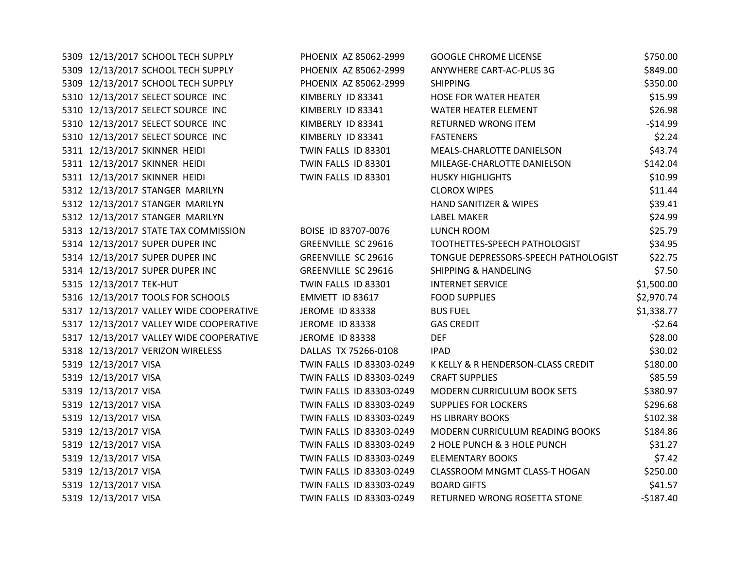| | | | | | |
|---|---|---|---|---|---|
| 5309 | 12/13/2017 | SCHOOL TECH SUPPLY | PHOENIX AZ 85062-2999 | GOOGLE CHROME LICENSE | $750.00 |
| 5309 | 12/13/2017 | SCHOOL TECH SUPPLY | PHOENIX AZ 85062-2999 | ANYWHERE CART-AC-PLUS 3G | $849.00 |
| 5309 | 12/13/2017 | SCHOOL TECH SUPPLY | PHOENIX AZ 85062-2999 | SHIPPING | $350.00 |
| 5310 | 12/13/2017 | SELECT SOURCE INC | KIMBERLY ID 83341 | HOSE FOR WATER HEATER | $15.99 |
| 5310 | 12/13/2017 | SELECT SOURCE INC | KIMBERLY ID 83341 | WATER HEATER ELEMENT | $26.98 |
| 5310 | 12/13/2017 | SELECT SOURCE INC | KIMBERLY ID 83341 | RETURNED WRONG ITEM | -$14.99 |
| 5310 | 12/13/2017 | SELECT SOURCE INC | KIMBERLY ID 83341 | FASTENERS | $2.24 |
| 5311 | 12/13/2017 | SKINNER HEIDI | TWIN FALLS ID 83301 | MEALS-CHARLOTTE DANIELSON | $43.74 |
| 5311 | 12/13/2017 | SKINNER HEIDI | TWIN FALLS ID 83301 | MILEAGE-CHARLOTTE DANIELSON | $142.04 |
| 5311 | 12/13/2017 | SKINNER HEIDI | TWIN FALLS ID 83301 | HUSKY HIGHLIGHTS | $10.99 |
| 5312 | 12/13/2017 | STANGER MARILYN | | CLOROX WIPES | $11.44 |
| 5312 | 12/13/2017 | STANGER MARILYN | | HAND SANITIZER & WIPES | $39.41 |
| 5312 | 12/13/2017 | STANGER MARILYN | | LABEL MAKER | $24.99 |
| 5313 | 12/13/2017 | STATE TAX COMMISSION | BOISE ID 83707-0076 | LUNCH ROOM | $25.79 |
| 5314 | 12/13/2017 | SUPER DUPER INC | GREENVILLE SC 29616 | TOOTHETTES-SPEECH PATHOLOGIST | $34.95 |
| 5314 | 12/13/2017 | SUPER DUPER INC | GREENVILLE SC 29616 | TONGUE DEPRESSORS-SPEECH PATHOLOGIST | $22.75 |
| 5314 | 12/13/2017 | SUPER DUPER INC | GREENVILLE SC 29616 | SHIPPING & HANDELING | $7.50 |
| 5315 | 12/13/2017 | TEK-HUT | TWIN FALLS ID 83301 | INTERNET SERVICE | $1,500.00 |
| 5316 | 12/13/2017 | TOOLS FOR SCHOOLS | EMMETT ID 83617 | FOOD SUPPLIES | $2,970.74 |
| 5317 | 12/13/2017 | VALLEY WIDE COOPERATIVE | JEROME ID 83338 | BUS FUEL | $1,338.77 |
| 5317 | 12/13/2017 | VALLEY WIDE COOPERATIVE | JEROME ID 83338 | GAS CREDIT | -$2.64 |
| 5317 | 12/13/2017 | VALLEY WIDE COOPERATIVE | JEROME ID 83338 | DEF | $28.00 |
| 5318 | 12/13/2017 | VERIZON WIRELESS | DALLAS TX 75266-0108 | IPAD | $30.02 |
| 5319 | 12/13/2017 | VISA | TWIN FALLS ID 83303-0249 | K KELLY & R HENDERSON-CLASS CREDIT | $180.00 |
| 5319 | 12/13/2017 | VISA | TWIN FALLS ID 83303-0249 | CRAFT SUPPLIES | $85.59 |
| 5319 | 12/13/2017 | VISA | TWIN FALLS ID 83303-0249 | MODERN CURRICULUM BOOK SETS | $380.97 |
| 5319 | 12/13/2017 | VISA | TWIN FALLS ID 83303-0249 | SUPPLIES FOR LOCKERS | $296.68 |
| 5319 | 12/13/2017 | VISA | TWIN FALLS ID 83303-0249 | HS LIBRARY BOOKS | $102.38 |
| 5319 | 12/13/2017 | VISA | TWIN FALLS ID 83303-0249 | MODERN CURRICULUM READING BOOKS | $184.86 |
| 5319 | 12/13/2017 | VISA | TWIN FALLS ID 83303-0249 | 2 HOLE PUNCH & 3 HOLE PUNCH | $31.27 |
| 5319 | 12/13/2017 | VISA | TWIN FALLS ID 83303-0249 | ELEMENTARY BOOKS | $7.42 |
| 5319 | 12/13/2017 | VISA | TWIN FALLS ID 83303-0249 | CLASSROOM MNGMT CLASS-T HOGAN | $250.00 |
| 5319 | 12/13/2017 | VISA | TWIN FALLS ID 83303-0249 | BOARD GIFTS | $41.57 |
| 5319 | 12/13/2017 | VISA | TWIN FALLS ID 83303-0249 | RETURNED WRONG ROSETTA STONE | -$187.40 |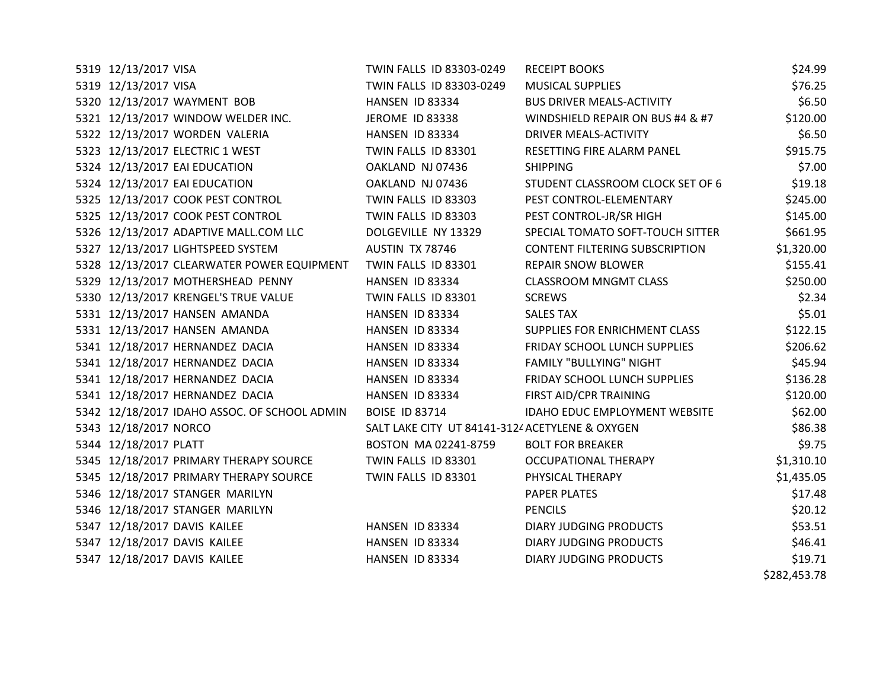| | | | | | |
|---|---|---|---|---|---|
| 5319 | 12/13/2017 | VISA | TWIN FALLS ID 83303-0249 | RECEIPT BOOKS | $24.99 |
| 5319 | 12/13/2017 | VISA | TWIN FALLS ID 83303-0249 | MUSICAL SUPPLIES | $76.25 |
| 5320 | 12/13/2017 | WAYMENT BOB | HANSEN ID 83334 | BUS DRIVER MEALS-ACTIVITY | $6.50 |
| 5321 | 12/13/2017 | WINDOW WELDER INC. | JEROME ID 83338 | WINDSHIELD REPAIR ON BUS #4 & #7 | $120.00 |
| 5322 | 12/13/2017 | WORDEN VALERIA | HANSEN ID 83334 | DRIVER MEALS-ACTIVITY | $6.50 |
| 5323 | 12/13/2017 | ELECTRIC 1 WEST | TWIN FALLS ID 83301 | RESETTING FIRE ALARM PANEL | $915.75 |
| 5324 | 12/13/2017 | EAI EDUCATION | OAKLAND NJ 07436 | SHIPPING | $7.00 |
| 5324 | 12/13/2017 | EAI EDUCATION | OAKLAND NJ 07436 | STUDENT CLASSROOM CLOCK SET OF 6 | $19.18 |
| 5325 | 12/13/2017 | COOK PEST CONTROL | TWIN FALLS ID 83303 | PEST CONTROL-ELEMENTARY | $245.00 |
| 5325 | 12/13/2017 | COOK PEST CONTROL | TWIN FALLS ID 83303 | PEST CONTROL-JR/SR HIGH | $145.00 |
| 5326 | 12/13/2017 | ADAPTIVE MALL.COM LLC | DOLGEVILLE NY 13329 | SPECIAL TOMATO SOFT-TOUCH SITTER | $661.95 |
| 5327 | 12/13/2017 | LIGHTSPEED SYSTEM | AUSTIN TX 78746 | CONTENT FILTERING SUBSCRIPTION | $1,320.00 |
| 5328 | 12/13/2017 | CLEARWATER POWER EQUIPMENT | TWIN FALLS ID 83301 | REPAIR SNOW BLOWER | $155.41 |
| 5329 | 12/13/2017 | MOTHERSHEAD PENNY | HANSEN ID 83334 | CLASSROOM MNGMT CLASS | $250.00 |
| 5330 | 12/13/2017 | KRENGEL'S TRUE VALUE | TWIN FALLS ID 83301 | SCREWS | $2.34 |
| 5331 | 12/13/2017 | HANSEN AMANDA | HANSEN ID 83334 | SALES TAX | $5.01 |
| 5331 | 12/13/2017 | HANSEN AMANDA | HANSEN ID 83334 | SUPPLIES FOR ENRICHMENT CLASS | $122.15 |
| 5341 | 12/18/2017 | HERNANDEZ DACIA | HANSEN ID 83334 | FRIDAY SCHOOL LUNCH SUPPLIES | $206.62 |
| 5341 | 12/18/2017 | HERNANDEZ DACIA | HANSEN ID 83334 | FAMILY "BULLYING" NIGHT | $45.94 |
| 5341 | 12/18/2017 | HERNANDEZ DACIA | HANSEN ID 83334 | FRIDAY SCHOOL LUNCH SUPPLIES | $136.28 |
| 5341 | 12/18/2017 | HERNANDEZ DACIA | HANSEN ID 83334 | FIRST AID/CPR TRAINING | $120.00 |
| 5342 | 12/18/2017 | IDAHO ASSOC. OF SCHOOL ADMIN | BOISE ID 83714 | IDAHO EDUC EMPLOYMENT WEBSITE | $62.00 |
| 5343 | 12/18/2017 | NORCO | SALT LAKE CITY UT 84141-3124 | ACETYLENE & OXYGEN | $86.38 |
| 5344 | 12/18/2017 | PLATT | BOSTON MA 02241-8759 | BOLT FOR BREAKER | $9.75 |
| 5345 | 12/18/2017 | PRIMARY THERAPY SOURCE | TWIN FALLS ID 83301 | OCCUPATIONAL THERAPY | $1,310.10 |
| 5345 | 12/18/2017 | PRIMARY THERAPY SOURCE | TWIN FALLS ID 83301 | PHYSICAL THERAPY | $1,435.05 |
| 5346 | 12/18/2017 | STANGER MARILYN | | PAPER PLATES | $17.48 |
| 5346 | 12/18/2017 | STANGER MARILYN | | PENCILS | $20.12 |
| 5347 | 12/18/2017 | DAVIS KAILEE | HANSEN ID 83334 | DIARY JUDGING PRODUCTS | $53.51 |
| 5347 | 12/18/2017 | DAVIS KAILEE | HANSEN ID 83334 | DIARY JUDGING PRODUCTS | $46.41 |
| 5347 | 12/18/2017 | DAVIS KAILEE | HANSEN ID 83334 | DIARY JUDGING PRODUCTS | $19.71 |
| | | | | | $282,453.78 |